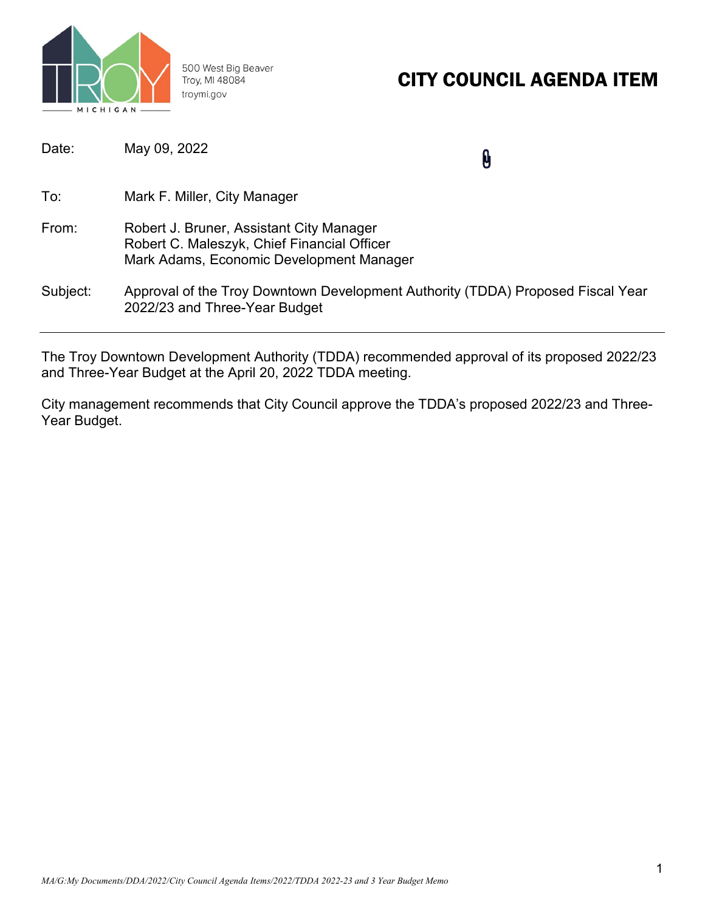500 West Big Beaver
Troy, MI 48084
troymi.gov

# CITY COUNCIL AGENDA ITEM

| | |
|---|---|
| Date: | May 09, 2022 |
| To: | Mark F. Miller, City Manager |
| From: | Robert J. Bruner, Assistant City Manager<br>Robert C. Maleszyk, Chief Financial Officer<br>Mark Adams, Economic Development Manager |
| Subject: | Approval of the Troy Downtown Development Authority (TDDA) Proposed Fiscal Year 2022/23 and Three-Year Budget |

---

The Troy Downtown Development Authority (TDDA) recommended approval of its proposed 2022/23 and Three-Year Budget at the April 20, 2022 TDDA meeting.

City management recommends that City Council approve the TDDA's proposed 2022/23 and Three-Year Budget.

*MA/G:My Documents/DDA/2022/City Council Agenda Items/2022/TDDA 2022-23 and 3 Year Budget Memo*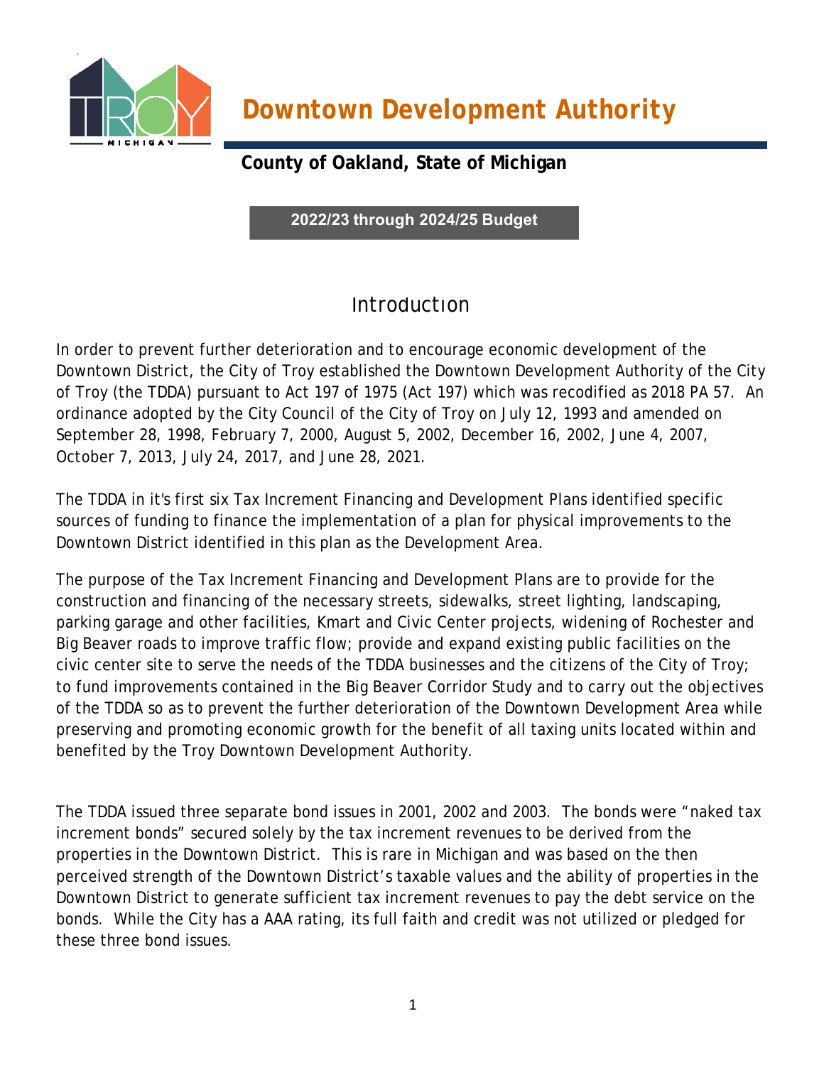# Downtown Development Authority

**County of Oakland, State of Michigan**

**2022/23 through 2024/25 Budget**

## Introduction

In order to prevent further deterioration and to encourage economic development of the Downtown District, the City of Troy established the Downtown Development Authority of the City of Troy (the TDDA) pursuant to Act 197 of 1975 (Act 197) which was recodified as 2018 PA 57. An ordinance adopted by the City Council of the City of Troy on July 12, 1993 and amended on September 28, 1998, February 7, 2000, August 5, 2002, December 16, 2002, June 4, 2007, October 7, 2013, July 24, 2017, and June 28, 2021.

The TDDA in it's first six Tax Increment Financing and Development Plans identified specific sources of funding to finance the implementation of a plan for physical improvements to the Downtown District identified in this plan as the Development Area.

The purpose of the Tax Increment Financing and Development Plans are to provide for the construction and financing of the necessary streets, sidewalks, street lighting, landscaping, parking garage and other facilities, Kmart and Civic Center projects, widening of Rochester and Big Beaver roads to improve traffic flow; provide and expand existing public facilities on the civic center site to serve the needs of the TDDA businesses and the citizens of the City of Troy; to fund improvements contained in the Big Beaver Corridor Study and to carry out the objectives of the TDDA so as to prevent the further deterioration of the Downtown Development Area while preserving and promoting economic growth for the benefit of all taxing units located within and benefited by the Troy Downtown Development Authority.

The TDDA issued three separate bond issues in 2001, 2002 and 2003. The bonds were "naked tax increment bonds" secured solely by the tax increment revenues to be derived from the properties in the Downtown District. This is rare in Michigan and was based on the then perceived strength of the Downtown District's taxable values and the ability of properties in the Downtown District to generate sufficient tax increment revenues to pay the debt service on the bonds. While the City has a AAA rating, its full faith and credit was not utilized or pledged for these three bond issues.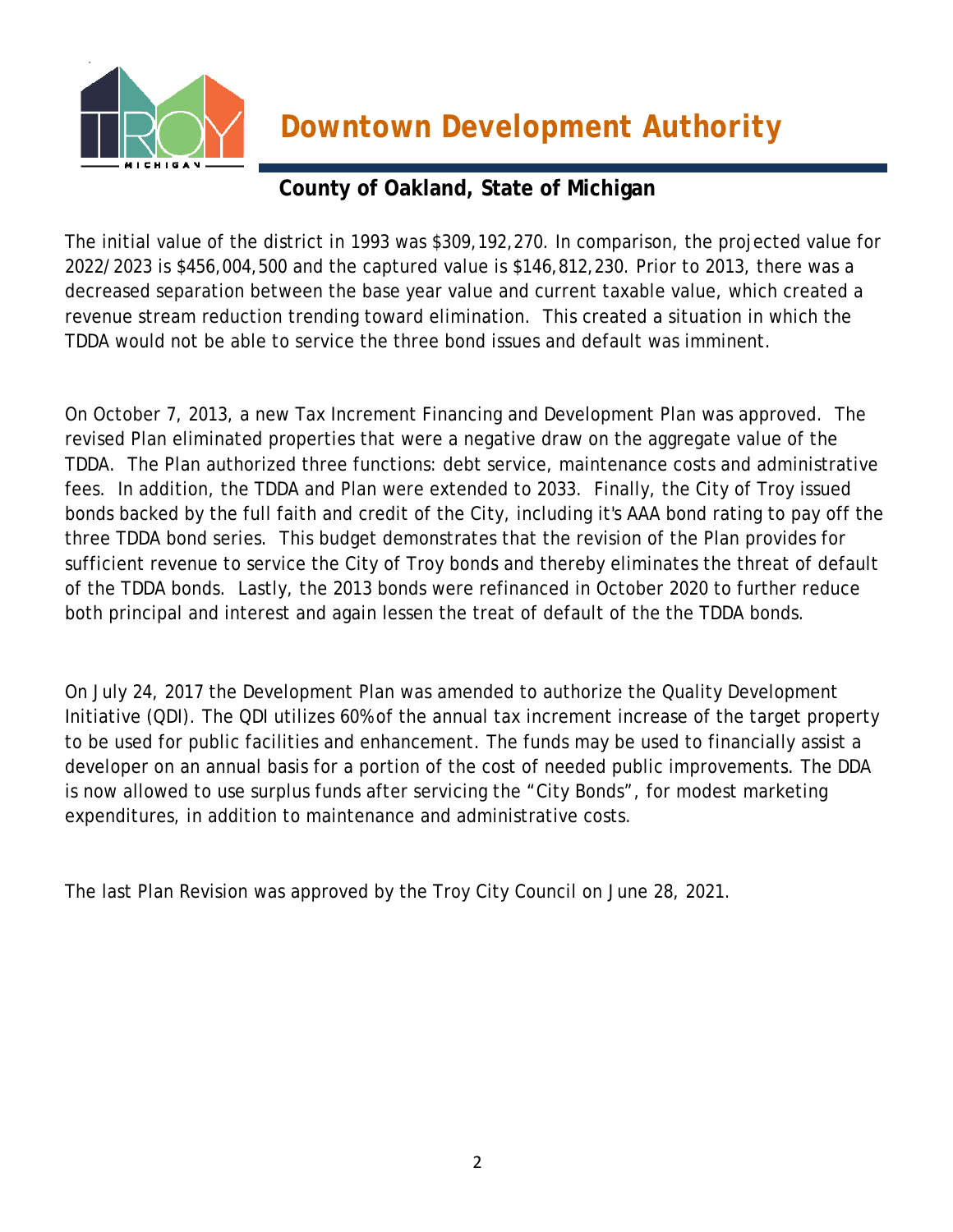# Downtown Development Authority

**County of Oakland, State of Michigan**

The initial value of the district in 1993 was $309,192,270. In comparison, the projected value for 2022/2023 is $456,004,500 and the captured value is $146,812,230. Prior to 2013, there was a decreased separation between the base year value and current taxable value, which created a revenue stream reduction trending toward elimination. This created a situation in which the TDDA would not be able to service the three bond issues and default was imminent.

On October 7, 2013, a new Tax Increment Financing and Development Plan was approved. The revised Plan eliminated properties that were a negative draw on the aggregate value of the TDDA. The Plan authorized three functions: debt service, maintenance costs and administrative fees. In addition, the TDDA and Plan were extended to 2033. Finally, the City of Troy issued bonds backed by the full faith and credit of the City, including it's AAA bond rating to pay off the three TDDA bond series. This budget demonstrates that the revision of the Plan provides for sufficient revenue to service the City of Troy bonds and thereby eliminates the threat of default of the TDDA bonds. Lastly, the 2013 bonds were refinanced in October 2020 to further reduce both principal and interest and again lessen the treat of default of the the TDDA bonds.

On July 24, 2017 the Development Plan was amended to authorize the Quality Development Initiative (QDI). The QDI utilizes 60% of the annual tax increment increase of the target property to be used for public facilities and enhancement. The funds may be used to financially assist a developer on an annual basis for a portion of the cost of needed public improvements. The DDA is now allowed to use surplus funds after servicing the "City Bonds", for modest marketing expenditures, in addition to maintenance and administrative costs.

The last Plan Revision was approved by the Troy City Council on June 28, 2021.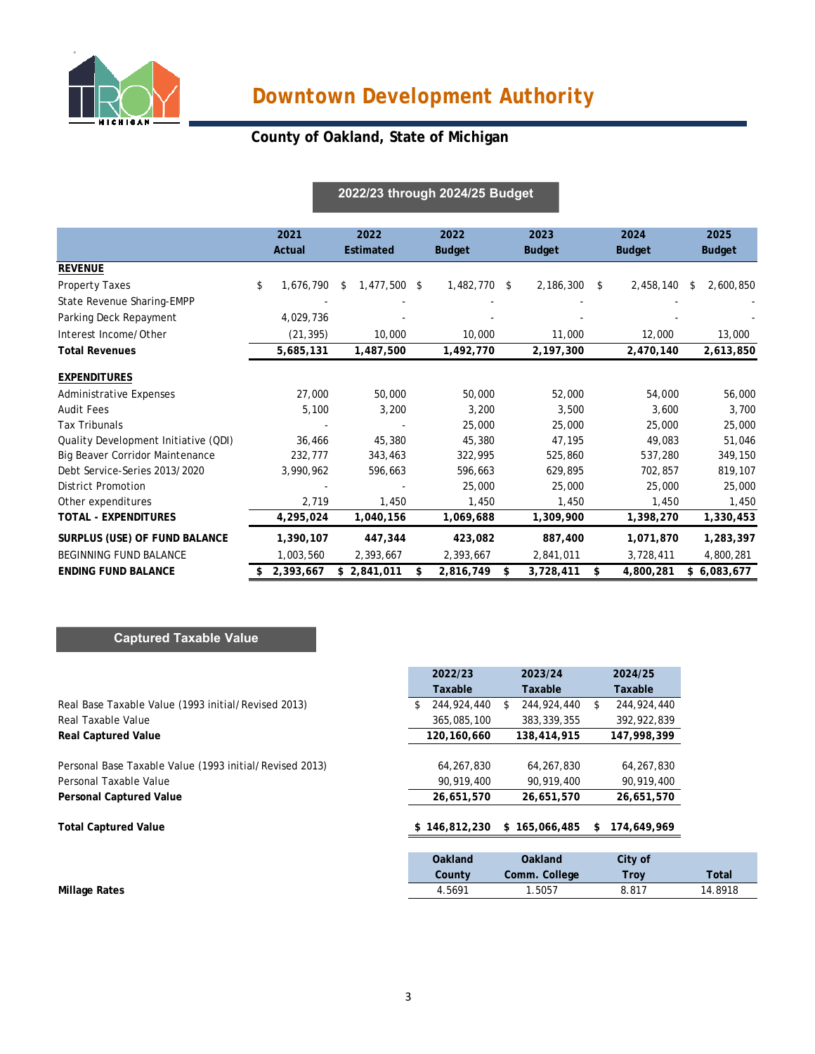# Downtown Development Authority

## County of Oakland, State of Michigan

### 2022/23 through 2024/25 Budget

| | 2021 Actual | 2022 Estimated | 2022 Budget | 2023 Budget | 2024 Budget | 2025 Budget |
|---|---|---|---|---|---|---|
| **REVENUE** | | | | | | |
| Property Taxes | $ 1,676,790 | $ 1,477,500 | $ 1,482,770 | $ 2,186,300 | $ 2,458,140 | $ 2,600,850 |
| State Revenue Sharing-EMPP | - | - | - | - | - | - |
| Parking Deck Repayment | 4,029,736 | - | - | - | - | - |
| Interest Income/Other | (21,395) | 10,000 | 10,000 | 11,000 | 12,000 | 13,000 |
| **Total Revenues** | **5,685,131** | **1,487,500** | **1,492,770** | **2,197,300** | **2,470,140** | **2,613,850** |
| **EXPENDITURES** | | | | | | |
| Administrative Expenses | 27,000 | 50,000 | 50,000 | 52,000 | 54,000 | 56,000 |
| Audit Fees | 5,100 | 3,200 | 3,200 | 3,500 | 3,600 | 3,700 |
| Tax Tribunals | - | - | 25,000 | 25,000 | 25,000 | 25,000 |
| Quality Development Initiative (QDI) | 36,466 | 45,380 | 45,380 | 47,195 | 49,083 | 51,046 |
| Big Beaver Corridor Maintenance | 232,777 | 343,463 | 322,995 | 525,860 | 537,280 | 349,150 |
| Debt Service-Series 2013/2020 | 3,990,962 | 596,663 | 596,663 | 629,895 | 702,857 | 819,107 |
| District Promotion | - | - | 25,000 | 25,000 | 25,000 | 25,000 |
| Other expenditures | 2,719 | 1,450 | 1,450 | 1,450 | 1,450 | 1,450 |
| **TOTAL - EXPENDITURES** | **4,295,024** | **1,040,156** | **1,069,688** | **1,309,900** | **1,398,270** | **1,330,453** |
| **SURPLUS (USE) OF FUND BALANCE** | **1,390,107** | **447,344** | **423,082** | **887,400** | **1,071,870** | **1,283,397** |
| BEGINNING FUND BALANCE | 1,003,560 | 2,393,667 | 2,393,667 | 2,841,011 | 3,728,411 | 4,800,281 |
| **ENDING FUND BALANCE** | **$ 2,393,667** | **$ 2,841,011** | **$ 2,816,749** | **$ 3,728,411** | **$ 4,800,281** | **$ 6,083,677** |

### Captured Taxable Value

| | 2022/23 Taxable | 2023/24 Taxable | 2024/25 Taxable |
|---|---|---|---|
| Real Base Taxable Value (1993 initial/Revised 2013) | $ 244,924,440 | $ 244,924,440 | $ 244,924,440 |
| Real Taxable Value | 365,085,100 | 383,339,355 | 392,922,839 |
| **Real Captured Value** | **120,160,660** | **138,414,915** | **147,998,399** |
| Personal Base Taxable Value (1993 initial/Revised 2013) | 64,267,830 | 64,267,830 | 64,267,830 |
| Personal Taxable Value | 90,919,400 | 90,919,400 | 90,919,400 |
| **Personal Captured Value** | **26,651,570** | **26,651,570** | **26,651,570** |
| **Total Captured Value** | **$ 146,812,230** | **$ 165,066,485** | **$ 174,649,969** |

| | Oakland County | Oakland Comm. College | City of Troy | Total |
|---|---|---|---|---|
| **Millage Rates** | 4.5691 | 1.5057 | 8.817 | 14.8918 |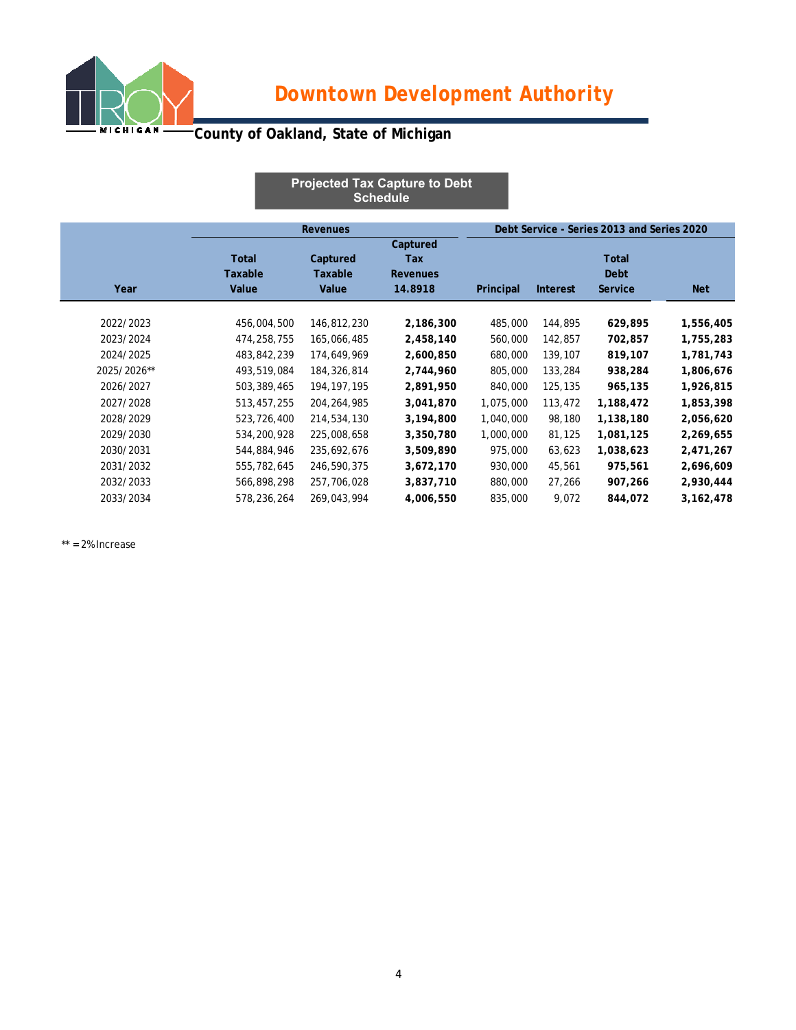# Downtown Development Authority

## County of Oakland, State of Michigan

### Projected Tax Capture to Debt Schedule

| | Revenues | | | Debt Service - Series 2013 and Series 2020 | | | |
|---|---|---|---|---|---|---|---|
| Year | Total Taxable Value | Captured Taxable Value | Captured Tax Revenues 14.8918 | Principal | Interest | Total Debt Service | Net |
| 2022/2023 | 456,004,500 | 146,812,230 | **2,186,300** | 485,000 | 144,895 | **629,895** | **1,556,405** |
| 2023/2024 | 474,258,755 | 165,066,485 | **2,458,140** | 560,000 | 142,857 | **702,857** | **1,755,283** |
| 2024/2025 | 483,842,239 | 174,649,969 | **2,600,850** | 680,000 | 139,107 | **819,107** | **1,781,743** |
| 2025/2026** | 493,519,084 | 184,326,814 | **2,744,960** | 805,000 | 133,284 | **938,284** | **1,806,676** |
| 2026/2027 | 503,389,465 | 194,197,195 | **2,891,950** | 840,000 | 125,135 | **965,135** | **1,926,815** |
| 2027/2028 | 513,457,255 | 204,264,985 | **3,041,870** | 1,075,000 | 113,472 | **1,188,472** | **1,853,398** |
| 2028/2029 | 523,726,400 | 214,534,130 | **3,194,800** | 1,040,000 | 98,180 | **1,138,180** | **2,056,620** |
| 2029/2030 | 534,200,928 | 225,008,658 | **3,350,780** | 1,000,000 | 81,125 | **1,081,125** | **2,269,655** |
| 2030/2031 | 544,884,946 | 235,692,676 | **3,509,890** | 975,000 | 63,623 | **1,038,623** | **2,471,267** |
| 2031/2032 | 555,782,645 | 246,590,375 | **3,672,170** | 930,000 | 45,561 | **975,561** | **2,696,609** |
| 2032/2033 | 566,898,298 | 257,706,028 | **3,837,710** | 880,000 | 27,266 | **907,266** | **2,930,444** |
| 2033/2034 | 578,236,264 | 269,043,994 | **4,006,550** | 835,000 | 9,072 | **844,072** | **3,162,478** |

** = 2% Increase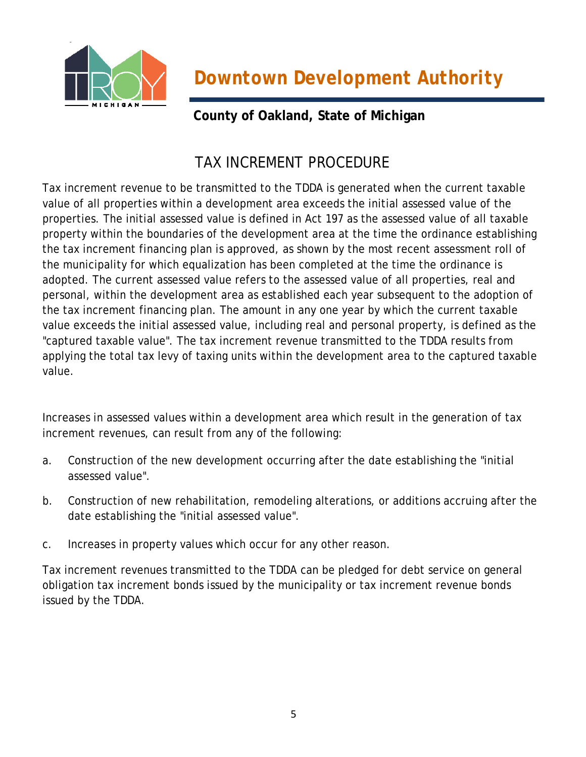# Downtown Development Authority

**County of Oakland, State of Michigan**

## TAX INCREMENT PROCEDURE

Tax increment revenue to be transmitted to the TDDA is generated when the current taxable value of all properties within a development area exceeds the initial assessed value of the properties. The initial assessed value is defined in Act 197 as the assessed value of all taxable property within the boundaries of the development area at the time the ordinance establishing the tax increment financing plan is approved, as shown by the most recent assessment roll of the municipality for which equalization has been completed at the time the ordinance is adopted. The current assessed value refers to the assessed value of all properties, real and personal, within the development area as established each year subsequent to the adoption of the tax increment financing plan. The amount in any one year by which the current taxable value exceeds the initial assessed value, including real and personal property, is defined as the "captured taxable value". The tax increment revenue transmitted to the TDDA results from applying the total tax levy of taxing units within the development area to the captured taxable value.

Increases in assessed values within a development area which result in the generation of tax increment revenues, can result from any of the following:

a. Construction of the new development occurring after the date establishing the "initial assessed value".

b. Construction of new rehabilitation, remodeling alterations, or additions accruing after the date establishing the "initial assessed value".

c. Increases in property values which occur for any other reason.

Tax increment revenues transmitted to the TDDA can be pledged for debt service on general obligation tax increment bonds issued by the municipality or tax increment revenue bonds issued by the TDDA.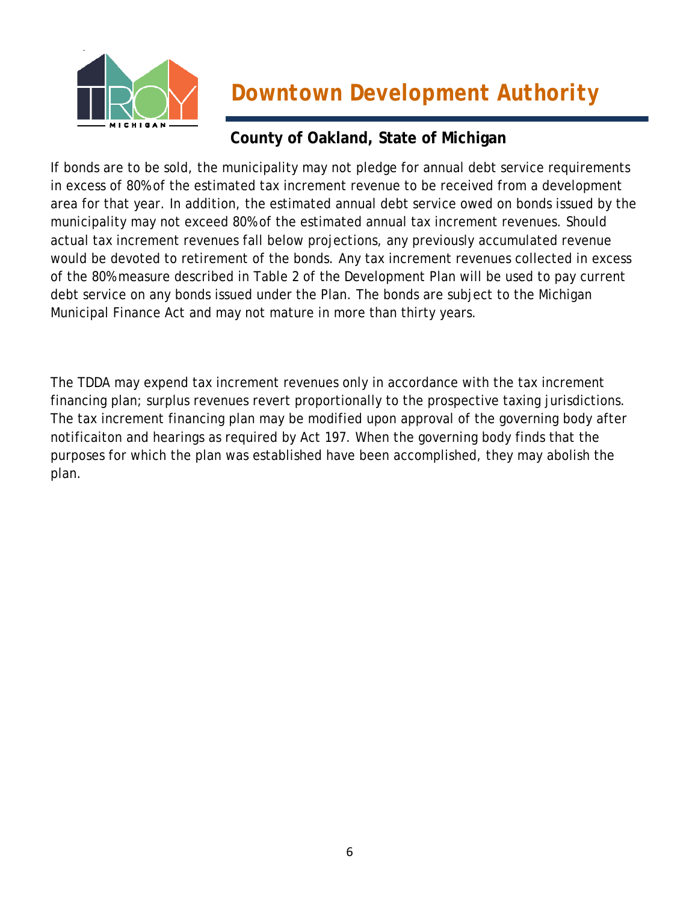If bonds are to be sold, the municipality may not pledge for annual debt service requirements in excess of 80% of the estimated tax increment revenue to be received from a development area for that year. In addition, the estimated annual debt service owed on bonds issued by the municipality may not exceed 80% of the estimated annual tax increment revenues. Should actual tax increment revenues fall below projections, any previously accumulated revenue would be devoted to retirement of the bonds. Any tax increment revenues collected in excess of the 80% measure described in Table 2 of the Development Plan will be used to pay current debt service on any bonds issued under the Plan. The bonds are subject to the Michigan Municipal Finance Act and may not mature in more than thirty years.

The TDDA may expend tax increment revenues only in accordance with the tax increment financing plan; surplus revenues revert proportionally to the prospective taxing jurisdictions. The tax increment financing plan may be modified upon approval of the governing body after notificaiton and hearings as required by Act 197. When the governing body finds that the purposes for which the plan was established have been accomplished, they may abolish the plan.